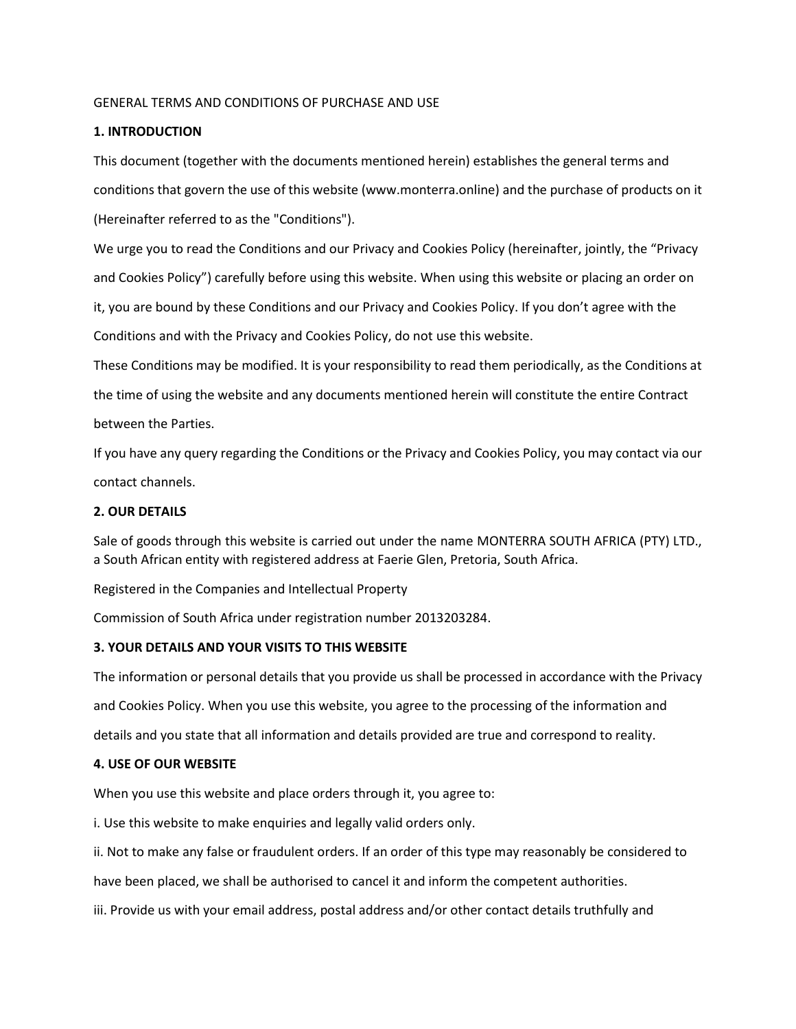GENERAL TERMS AND CONDITIONS OF PURCHASE AND USE

**1. INTRODUCTION**

This document (together with the documents mentioned herein) establishes the general terms and conditions that govern the use of this website (www.monterra.online) and the purchase of products on it (Hereinafter referred to as the "Conditions").

We urge you to read the Conditions and our Privacy and Cookies Policy (hereinafter, jointly, the "Privacy and Cookies Policy") carefully before using this website. When using this website or placing an order on it, you are bound by these Conditions and our Privacy and Cookies Policy. If you don't agree with the Conditions and with the Privacy and Cookies Policy, do not use this website.

These Conditions may be modified. It is your responsibility to read them periodically, as the Conditions at the time of using the website and any documents mentioned herein will constitute the entire Contract between the Parties.

If you have any query regarding the Conditions or the Privacy and Cookies Policy, you may contact via our contact channels.

**2. OUR DETAILS**

Sale of goods through this website is carried out under the name MONTERRA SOUTH AFRICA (PTY) LTD., a South African entity with registered address at Faerie Glen, Pretoria, South Africa.

Registered in the Companies and Intellectual Property

Commission of South Africa under registration number 2013203284.

**3. YOUR DETAILS AND YOUR VISITS TO THIS WEBSITE**

The information or personal details that you provide us shall be processed in accordance with the Privacy and Cookies Policy. When you use this website, you agree to the processing of the information and details and you state that all information and details provided are true and correspond to reality.

**4. USE OF OUR WEBSITE**

When you use this website and place orders through it, you agree to:

i. Use this website to make enquiries and legally valid orders only.

ii. Not to make any false or fraudulent orders. If an order of this type may reasonably be considered to have been placed, we shall be authorised to cancel it and inform the competent authorities.

iii. Provide us with your email address, postal address and/or other contact details truthfully and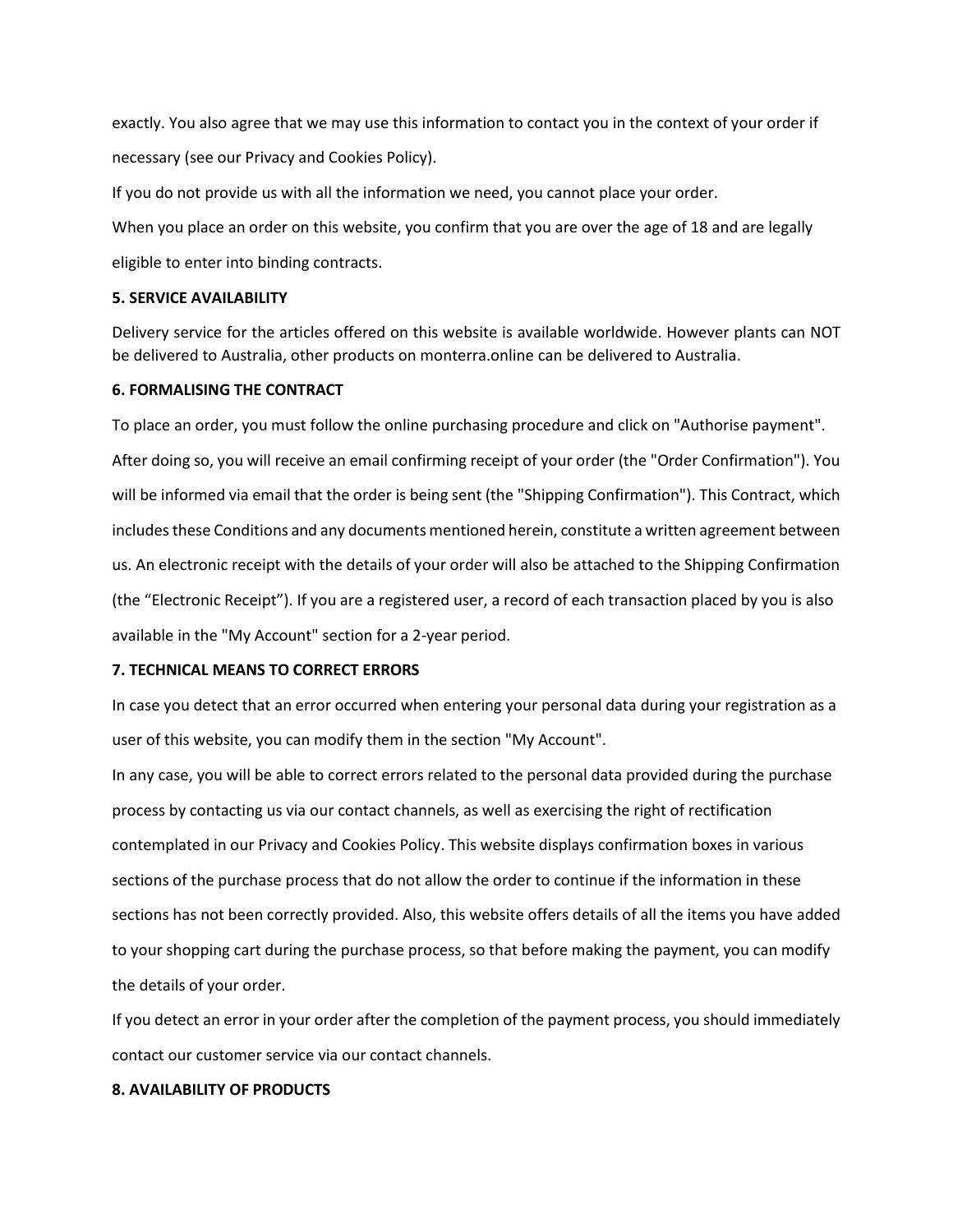exactly. You also agree that we may use this information to contact you in the context of your order if necessary (see our Privacy and Cookies Policy).

If you do not provide us with all the information we need, you cannot place your order.

When you place an order on this website, you confirm that you are over the age of 18 and are legally eligible to enter into binding contracts.

**5. SERVICE AVAILABILITY**

Delivery service for the articles offered on this website is available worldwide. However plants can NOT be delivered to Australia, other products on monterra.online can be delivered to Australia.

**6. FORMALISING THE CONTRACT**

To place an order, you must follow the online purchasing procedure and click on "Authorise payment". After doing so, you will receive an email confirming receipt of your order (the "Order Confirmation"). You will be informed via email that the order is being sent (the "Shipping Confirmation"). This Contract, which includes these Conditions and any documents mentioned herein, constitute a written agreement between us. An electronic receipt with the details of your order will also be attached to the Shipping Confirmation (the "Electronic Receipt"). If you are a registered user, a record of each transaction placed by you is also available in the "My Account" section for a 2-year period.

**7. TECHNICAL MEANS TO CORRECT ERRORS**

In case you detect that an error occurred when entering your personal data during your registration as a user of this website, you can modify them in the section "My Account".

In any case, you will be able to correct errors related to the personal data provided during the purchase process by contacting us via our contact channels, as well as exercising the right of rectification contemplated in our Privacy and Cookies Policy. This website displays confirmation boxes in various sections of the purchase process that do not allow the order to continue if the information in these sections has not been correctly provided. Also, this website offers details of all the items you have added to your shopping cart during the purchase process, so that before making the payment, you can modify the details of your order.

If you detect an error in your order after the completion of the payment process, you should immediately contact our customer service via our contact channels.

**8. AVAILABILITY OF PRODUCTS**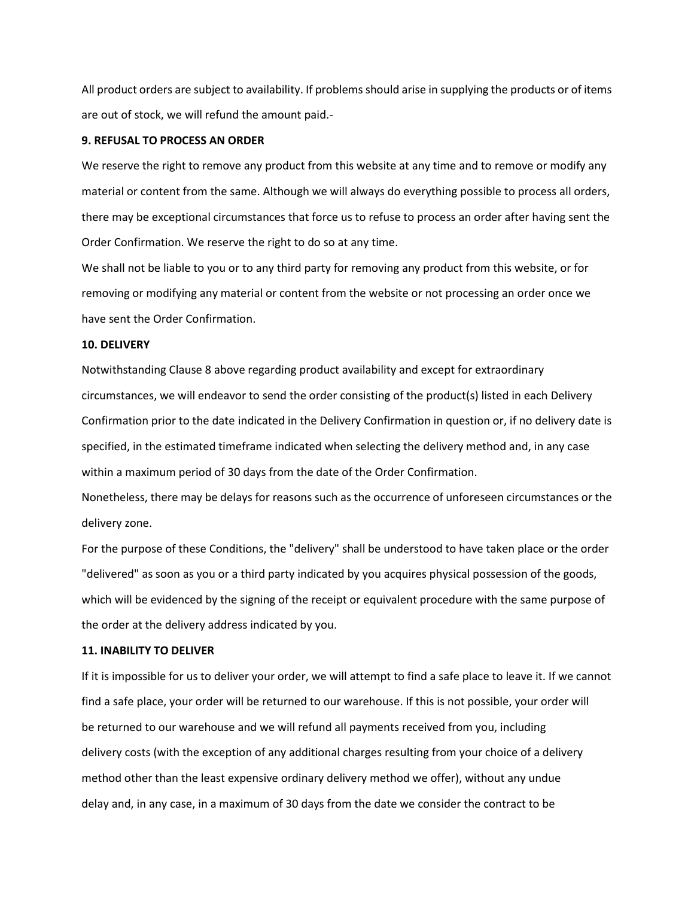All product orders are subject to availability. If problems should arise in supplying the products or of items are out of stock, we will refund the amount paid.-

**9. REFUSAL TO PROCESS AN ORDER**

We reserve the right to remove any product from this website at any time and to remove or modify any material or content from the same. Although we will always do everything possible to process all orders, there may be exceptional circumstances that force us to refuse to process an order after having sent the Order Confirmation. We reserve the right to do so at any time.

We shall not be liable to you or to any third party for removing any product from this website, or for removing or modifying any material or content from the website or not processing an order once we have sent the Order Confirmation.

**10. DELIVERY**

Notwithstanding Clause 8 above regarding product availability and except for extraordinary circumstances, we will endeavor to send the order consisting of the product(s) listed in each Delivery Confirmation prior to the date indicated in the Delivery Confirmation in question or, if no delivery date is specified, in the estimated timeframe indicated when selecting the delivery method and, in any case within a maximum period of 30 days from the date of the Order Confirmation.

Nonetheless, there may be delays for reasons such as the occurrence of unforeseen circumstances or the delivery zone.

For the purpose of these Conditions, the "delivery" shall be understood to have taken place or the order "delivered" as soon as you or a third party indicated by you acquires physical possession of the goods, which will be evidenced by the signing of the receipt or equivalent procedure with the same purpose of the order at the delivery address indicated by you.

**11. INABILITY TO DELIVER**

If it is impossible for us to deliver your order, we will attempt to find a safe place to leave it. If we cannot find a safe place, your order will be returned to our warehouse. If this is not possible, your order will be returned to our warehouse and we will refund all payments received from you, including delivery costs (with the exception of any additional charges resulting from your choice of a delivery method other than the least expensive ordinary delivery method we offer), without any undue delay and, in any case, in a maximum of 30 days from the date we consider the contract to be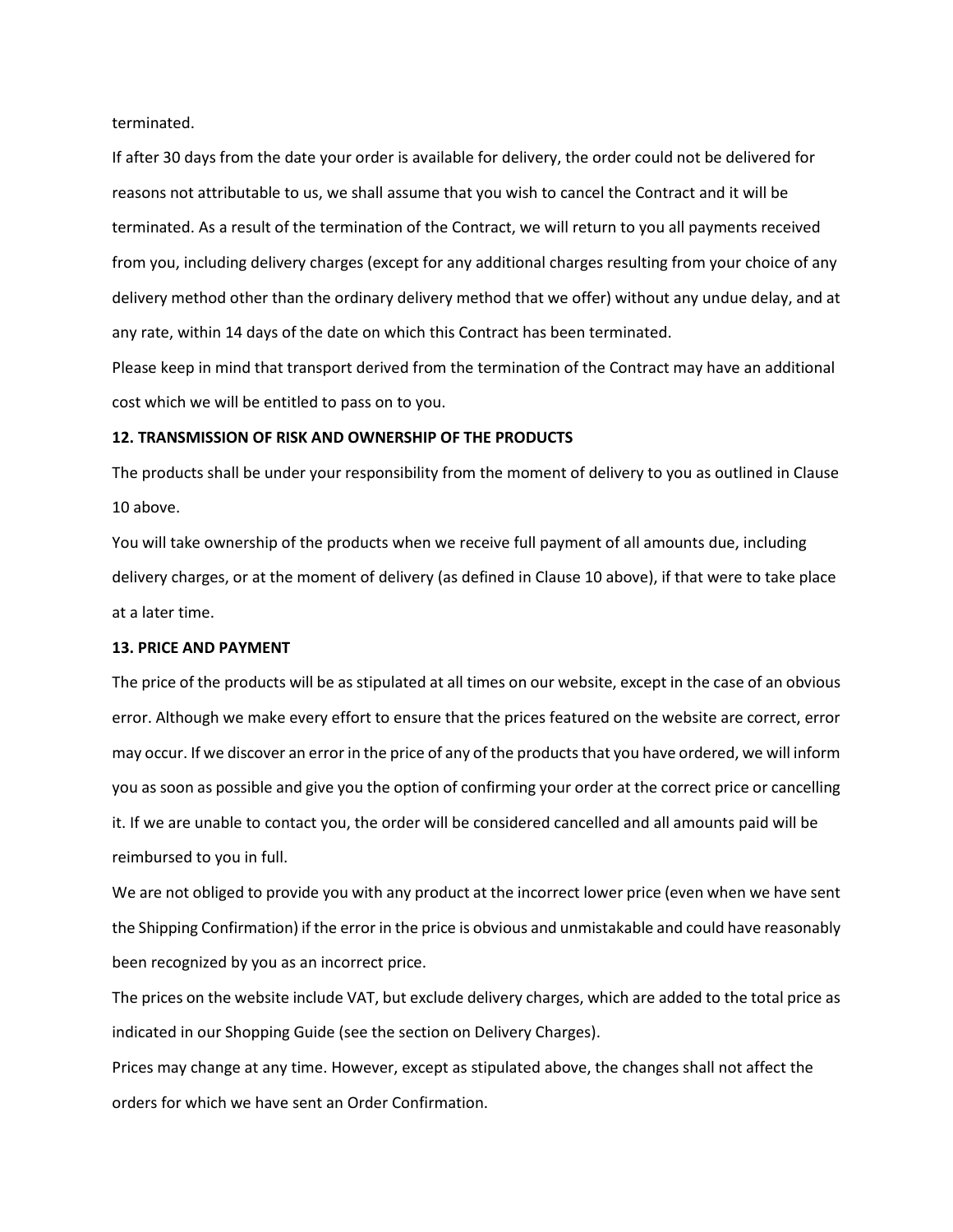terminated.

If after 30 days from the date your order is available for delivery, the order could not be delivered for reasons not attributable to us, we shall assume that you wish to cancel the Contract and it will be terminated. As a result of the termination of the Contract, we will return to you all payments received from you, including delivery charges (except for any additional charges resulting from your choice of any delivery method other than the ordinary delivery method that we offer) without any undue delay, and at any rate, within 14 days of the date on which this Contract has been terminated.

Please keep in mind that transport derived from the termination of the Contract may have an additional cost which we will be entitled to pass on to you.

**12. TRANSMISSION OF RISK AND OWNERSHIP OF THE PRODUCTS**

The products shall be under your responsibility from the moment of delivery to you as outlined in Clause 10 above.

You will take ownership of the products when we receive full payment of all amounts due, including delivery charges, or at the moment of delivery (as defined in Clause 10 above), if that were to take place at a later time.

**13. PRICE AND PAYMENT**

The price of the products will be as stipulated at all times on our website, except in the case of an obvious error. Although we make every effort to ensure that the prices featured on the website are correct, error may occur. If we discover an error in the price of any of the products that you have ordered, we will inform you as soon as possible and give you the option of confirming your order at the correct price or cancelling it. If we are unable to contact you, the order will be considered cancelled and all amounts paid will be reimbursed to you in full.

We are not obliged to provide you with any product at the incorrect lower price (even when we have sent the Shipping Confirmation) if the error in the price is obvious and unmistakable and could have reasonably been recognized by you as an incorrect price.

The prices on the website include VAT, but exclude delivery charges, which are added to the total price as indicated in our Shopping Guide (see the section on Delivery Charges).

Prices may change at any time. However, except as stipulated above, the changes shall not affect the orders for which we have sent an Order Confirmation.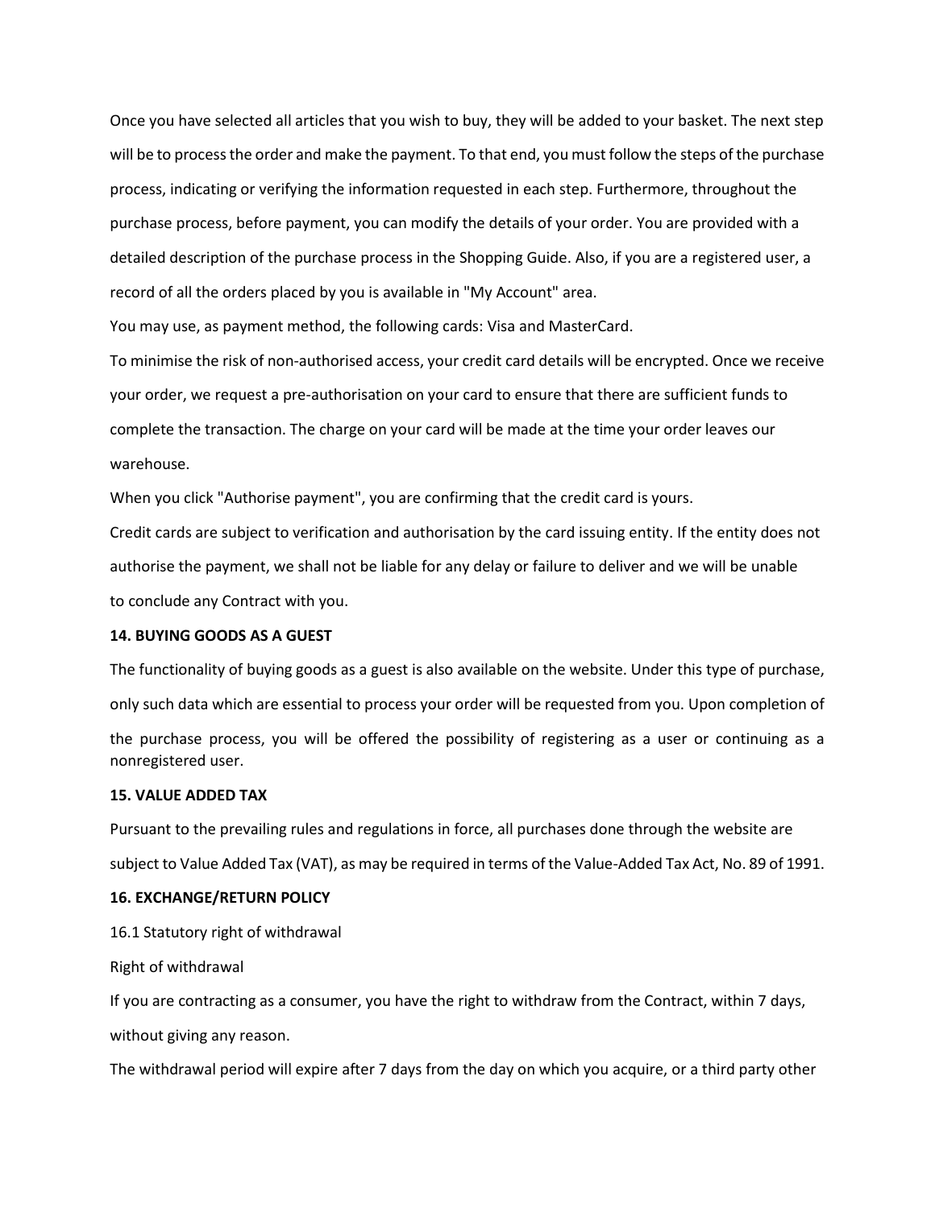Once you have selected all articles that you wish to buy, they will be added to your basket. The next step will be to process the order and make the payment. To that end, you must follow the steps of the purchase process, indicating or verifying the information requested in each step. Furthermore, throughout the purchase process, before payment, you can modify the details of your order. You are provided with a detailed description of the purchase process in the Shopping Guide. Also, if you are a registered user, a record of all the orders placed by you is available in "My Account" area.

You may use, as payment method, the following cards: Visa and MasterCard.

To minimise the risk of non-authorised access, your credit card details will be encrypted. Once we receive your order, we request a pre-authorisation on your card to ensure that there are sufficient funds to complete the transaction. The charge on your card will be made at the time your order leaves our warehouse.

When you click "Authorise payment", you are confirming that the credit card is yours.

Credit cards are subject to verification and authorisation by the card issuing entity. If the entity does not authorise the payment, we shall not be liable for any delay or failure to deliver and we will be unable to conclude any Contract with you.

**14. BUYING GOODS AS A GUEST**

The functionality of buying goods as a guest is also available on the website. Under this type of purchase, only such data which are essential to process your order will be requested from you. Upon completion of the purchase process, you will be offered the possibility of registering as a user or continuing as a nonregistered user.

**15. VALUE ADDED TAX**

Pursuant to the prevailing rules and regulations in force, all purchases done through the website are subject to Value Added Tax (VAT), as may be required in terms of the Value-Added Tax Act, No. 89 of 1991.

**16. EXCHANGE/RETURN POLICY**

16.1 Statutory right of withdrawal

Right of withdrawal

If you are contracting as a consumer, you have the right to withdraw from the Contract, within 7 days, without giving any reason.

The withdrawal period will expire after 7 days from the day on which you acquire, or a third party other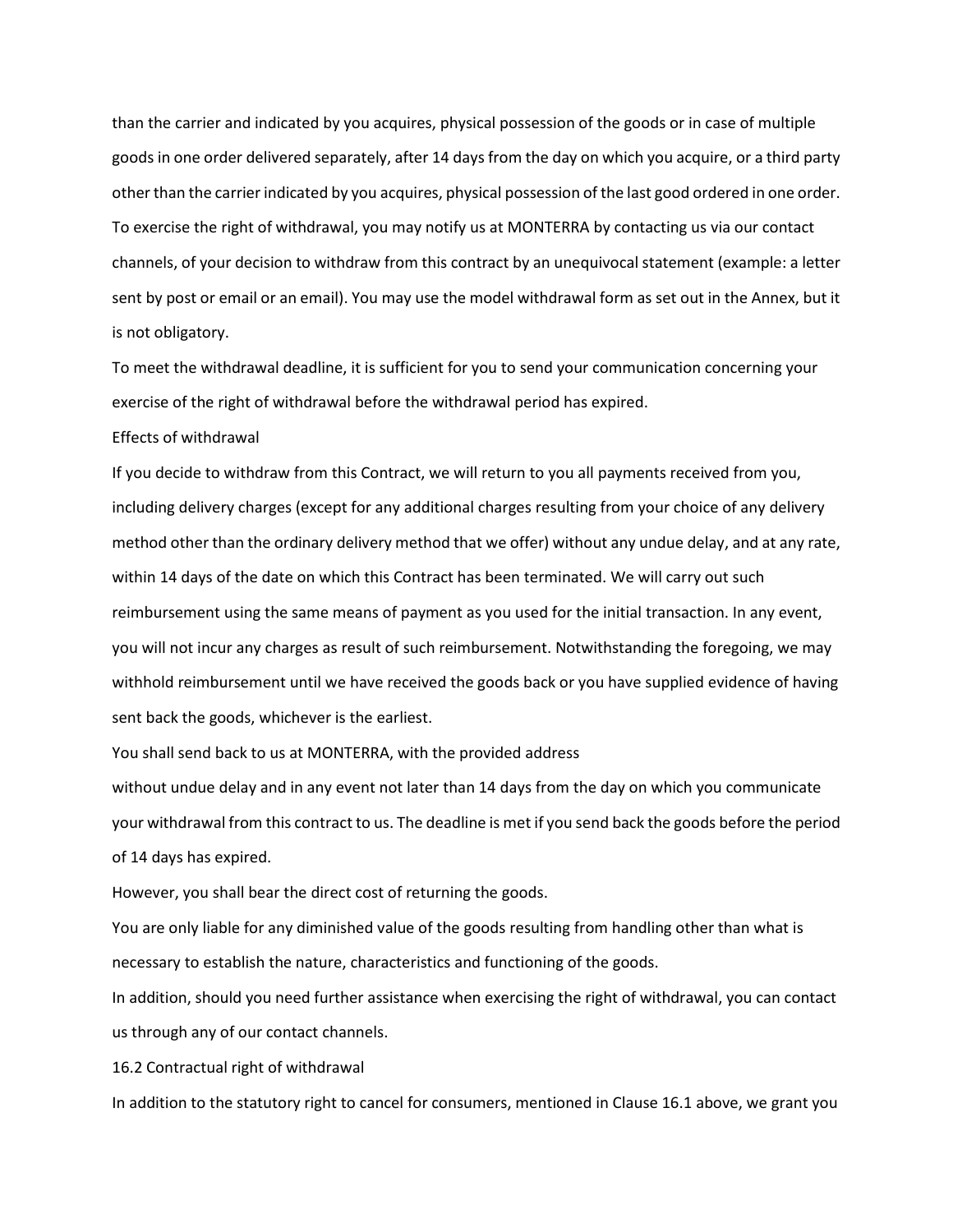than the carrier and indicated by you acquires, physical possession of the goods or in case of multiple goods in one order delivered separately, after 14 days from the day on which you acquire, or a third party other than the carrier indicated by you acquires, physical possession of the last good ordered in one order.

To exercise the right of withdrawal, you may notify us at MONTERRA by contacting us via our contact channels, of your decision to withdraw from this contract by an unequivocal statement (example: a letter sent by post or email or an email). You may use the model withdrawal form as set out in the Annex, but it is not obligatory.

To meet the withdrawal deadline, it is sufficient for you to send your communication concerning your exercise of the right of withdrawal before the withdrawal period has expired.

Effects of withdrawal

If you decide to withdraw from this Contract, we will return to you all payments received from you, including delivery charges (except for any additional charges resulting from your choice of any delivery method other than the ordinary delivery method that we offer) without any undue delay, and at any rate, within 14 days of the date on which this Contract has been terminated. We will carry out such reimbursement using the same means of payment as you used for the initial transaction. In any event, you will not incur any charges as result of such reimbursement. Notwithstanding the foregoing, we may withhold reimbursement until we have received the goods back or you have supplied evidence of having sent back the goods, whichever is the earliest.

You shall send back to us at MONTERRA, with the provided address

without undue delay and in any event not later than 14 days from the day on which you communicate your withdrawal from this contract to us. The deadline is met if you send back the goods before the period of 14 days has expired.

However, you shall bear the direct cost of returning the goods.

You are only liable for any diminished value of the goods resulting from handling other than what is necessary to establish the nature, characteristics and functioning of the goods.

In addition, should you need further assistance when exercising the right of withdrawal, you can contact us through any of our contact channels.

16.2 Contractual right of withdrawal

In addition to the statutory right to cancel for consumers, mentioned in Clause 16.1 above, we grant you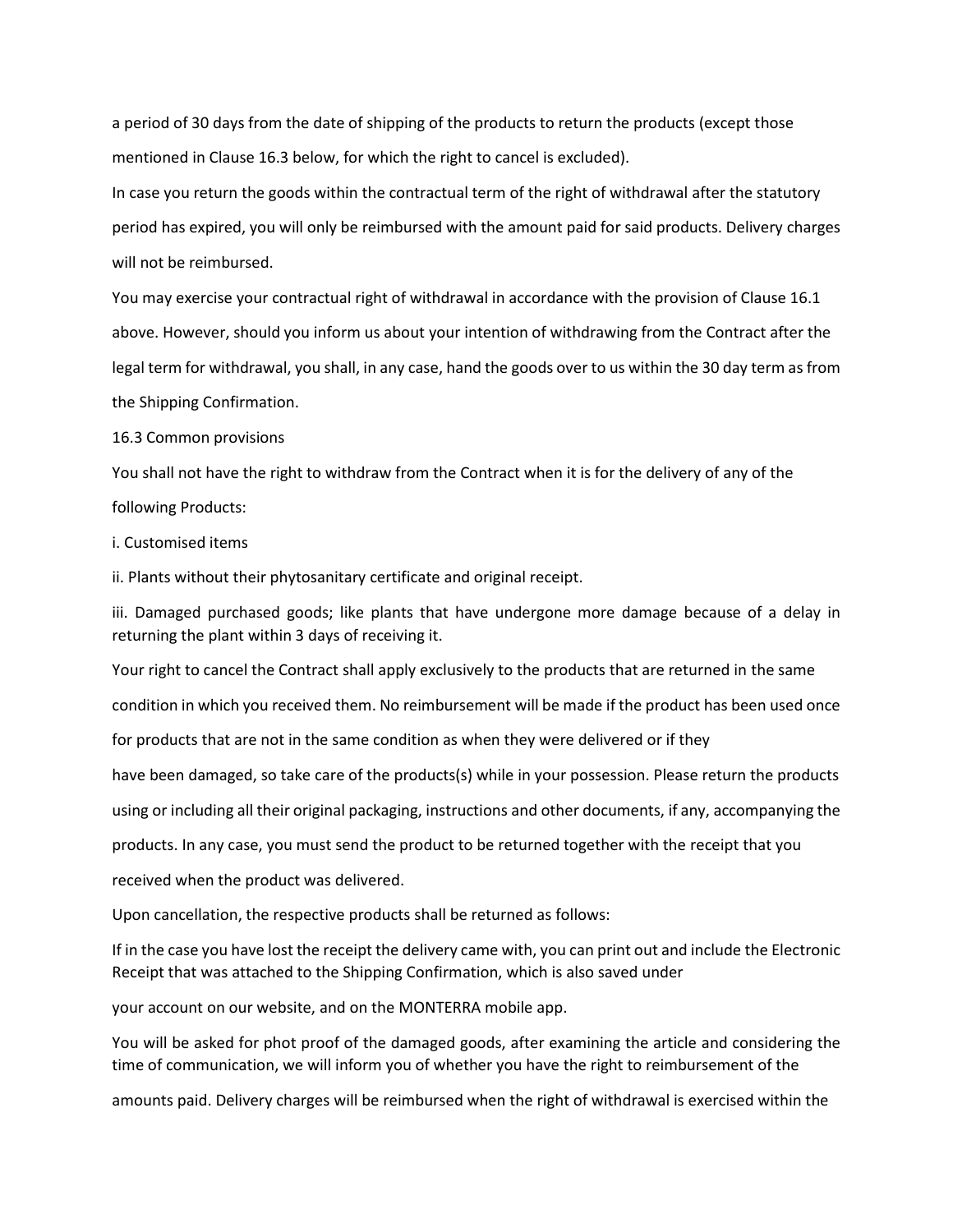a period of 30 days from the date of shipping of the products to return the products (except those mentioned in Clause 16.3 below, for which the right to cancel is excluded).

In case you return the goods within the contractual term of the right of withdrawal after the statutory period has expired, you will only be reimbursed with the amount paid for said products. Delivery charges will not be reimbursed.

You may exercise your contractual right of withdrawal in accordance with the provision of Clause 16.1 above. However, should you inform us about your intention of withdrawing from the Contract after the legal term for withdrawal, you shall, in any case, hand the goods over to us within the 30 day term as from the Shipping Confirmation.

16.3 Common provisions

You shall not have the right to withdraw from the Contract when it is for the delivery of any of the following Products:

i. Customised items

ii. Plants without their phytosanitary certificate and original receipt.

iii. Damaged purchased goods; like plants that have undergone more damage because of a delay in returning the plant within 3 days of receiving it.

Your right to cancel the Contract shall apply exclusively to the products that are returned in the same condition in which you received them. No reimbursement will be made if the product has been used once for products that are not in the same condition as when they were delivered or if they have been damaged, so take care of the products(s) while in your possession. Please return the products using or including all their original packaging, instructions and other documents, if any, accompanying the products. In any case, you must send the product to be returned together with the receipt that you received when the product was delivered.

Upon cancellation, the respective products shall be returned as follows:

If in the case you have lost the receipt the delivery came with, you can print out and include the Electronic Receipt that was attached to the Shipping Confirmation, which is also saved under your account on our website, and on the MONTERRA mobile app.

You will be asked for phot proof of the damaged goods, after examining the article and considering the time of communication, we will inform you of whether you have the right to reimbursement of the amounts paid. Delivery charges will be reimbursed when the right of withdrawal is exercised within the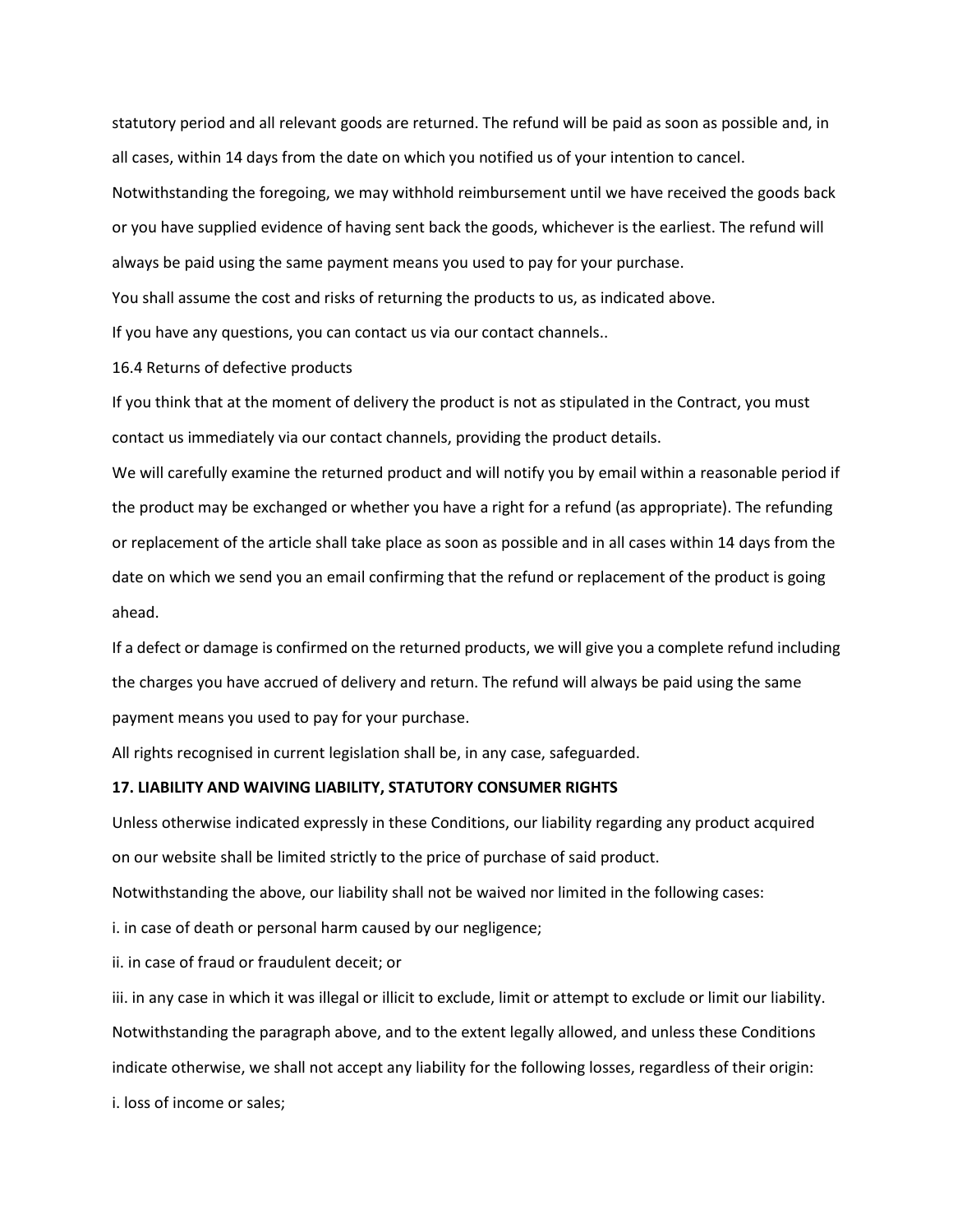statutory period and all relevant goods are returned. The refund will be paid as soon as possible and, in all cases, within 14 days from the date on which you notified us of your intention to cancel.

Notwithstanding the foregoing, we may withhold reimbursement until we have received the goods back or you have supplied evidence of having sent back the goods, whichever is the earliest. The refund will always be paid using the same payment means you used to pay for your purchase.

You shall assume the cost and risks of returning the products to us, as indicated above.

If you have any questions, you can contact us via our contact channels..

16.4 Returns of defective products

If you think that at the moment of delivery the product is not as stipulated in the Contract, you must contact us immediately via our contact channels, providing the product details.

We will carefully examine the returned product and will notify you by email within a reasonable period if the product may be exchanged or whether you have a right for a refund (as appropriate). The refunding or replacement of the article shall take place as soon as possible and in all cases within 14 days from the date on which we send you an email confirming that the refund or replacement of the product is going ahead.

If a defect or damage is confirmed on the returned products, we will give you a complete refund including the charges you have accrued of delivery and return. The refund will always be paid using the same payment means you used to pay for your purchase.

All rights recognised in current legislation shall be, in any case, safeguarded.

**17. LIABILITY AND WAIVING LIABILITY, STATUTORY CONSUMER RIGHTS**

Unless otherwise indicated expressly in these Conditions, our liability regarding any product acquired on our website shall be limited strictly to the price of purchase of said product.

Notwithstanding the above, our liability shall not be waived nor limited in the following cases:

i. in case of death or personal harm caused by our negligence;

ii. in case of fraud or fraudulent deceit; or

iii. in any case in which it was illegal or illicit to exclude, limit or attempt to exclude or limit our liability.

Notwithstanding the paragraph above, and to the extent legally allowed, and unless these Conditions indicate otherwise, we shall not accept any liability for the following losses, regardless of their origin:

i. loss of income or sales;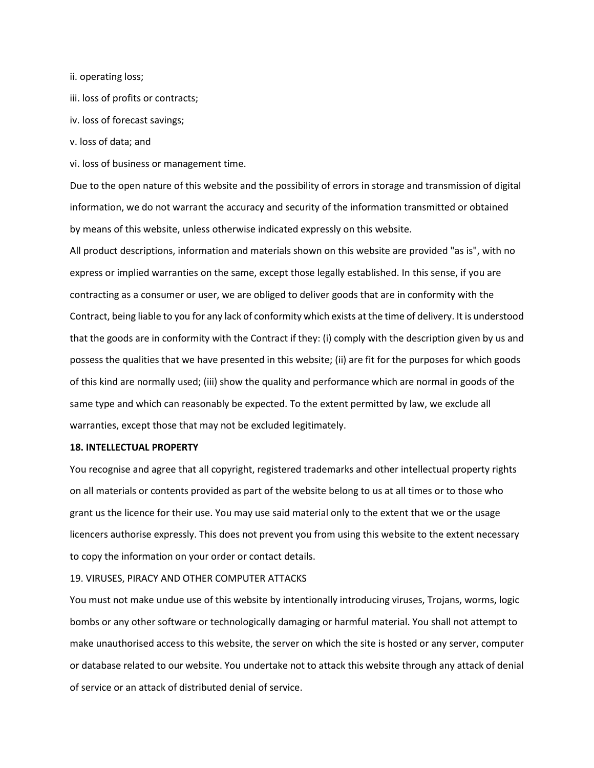ii. operating loss;

iii. loss of profits or contracts;

iv. loss of forecast savings;

v. loss of data; and

vi. loss of business or management time.

Due to the open nature of this website and the possibility of errors in storage and transmission of digital information, we do not warrant the accuracy and security of the information transmitted or obtained by means of this website, unless otherwise indicated expressly on this website.

All product descriptions, information and materials shown on this website are provided "as is", with no express or implied warranties on the same, except those legally established. In this sense, if you are contracting as a consumer or user, we are obliged to deliver goods that are in conformity with the Contract, being liable to you for any lack of conformity which exists at the time of delivery. It is understood that the goods are in conformity with the Contract if they: (i) comply with the description given by us and possess the qualities that we have presented in this website; (ii) are fit for the purposes for which goods of this kind are normally used; (iii) show the quality and performance which are normal in goods of the same type and which can reasonably be expected. To the extent permitted by law, we exclude all warranties, except those that may not be excluded legitimately.

**18. INTELLECTUAL PROPERTY**

You recognise and agree that all copyright, registered trademarks and other intellectual property rights on all materials or contents provided as part of the website belong to us at all times or to those who grant us the licence for their use. You may use said material only to the extent that we or the usage licencers authorise expressly. This does not prevent you from using this website to the extent necessary to copy the information on your order or contact details.

19. VIRUSES, PIRACY AND OTHER COMPUTER ATTACKS

You must not make undue use of this website by intentionally introducing viruses, Trojans, worms, logic bombs or any other software or technologically damaging or harmful material. You shall not attempt to make unauthorised access to this website, the server on which the site is hosted or any server, computer or database related to our website. You undertake not to attack this website through any attack of denial of service or an attack of distributed denial of service.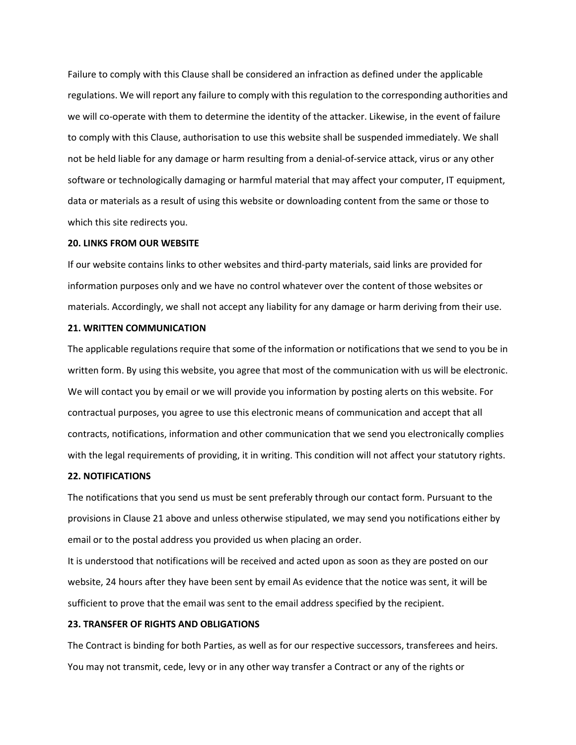Failure to comply with this Clause shall be considered an infraction as defined under the applicable regulations. We will report any failure to comply with this regulation to the corresponding authorities and we will co-operate with them to determine the identity of the attacker. Likewise, in the event of failure to comply with this Clause, authorisation to use this website shall be suspended immediately. We shall not be held liable for any damage or harm resulting from a denial-of-service attack, virus or any other software or technologically damaging or harmful material that may affect your computer, IT equipment, data or materials as a result of using this website or downloading content from the same or those to which this site redirects you.

**20. LINKS FROM OUR WEBSITE**

If our website contains links to other websites and third-party materials, said links are provided for information purposes only and we have no control whatever over the content of those websites or materials. Accordingly, we shall not accept any liability for any damage or harm deriving from their use.

**21. WRITTEN COMMUNICATION**

The applicable regulations require that some of the information or notifications that we send to you be in written form. By using this website, you agree that most of the communication with us will be electronic. We will contact you by email or we will provide you information by posting alerts on this website. For contractual purposes, you agree to use this electronic means of communication and accept that all contracts, notifications, information and other communication that we send you electronically complies with the legal requirements of providing, it in writing. This condition will not affect your statutory rights.

**22. NOTIFICATIONS**

The notifications that you send us must be sent preferably through our contact form. Pursuant to the provisions in Clause 21 above and unless otherwise stipulated, we may send you notifications either by email or to the postal address you provided us when placing an order.

It is understood that notifications will be received and acted upon as soon as they are posted on our website, 24 hours after they have been sent by email As evidence that the notice was sent, it will be sufficient to prove that the email was sent to the email address specified by the recipient.

**23. TRANSFER OF RIGHTS AND OBLIGATIONS**

The Contract is binding for both Parties, as well as for our respective successors, transferees and heirs. You may not transmit, cede, levy or in any other way transfer a Contract or any of the rights or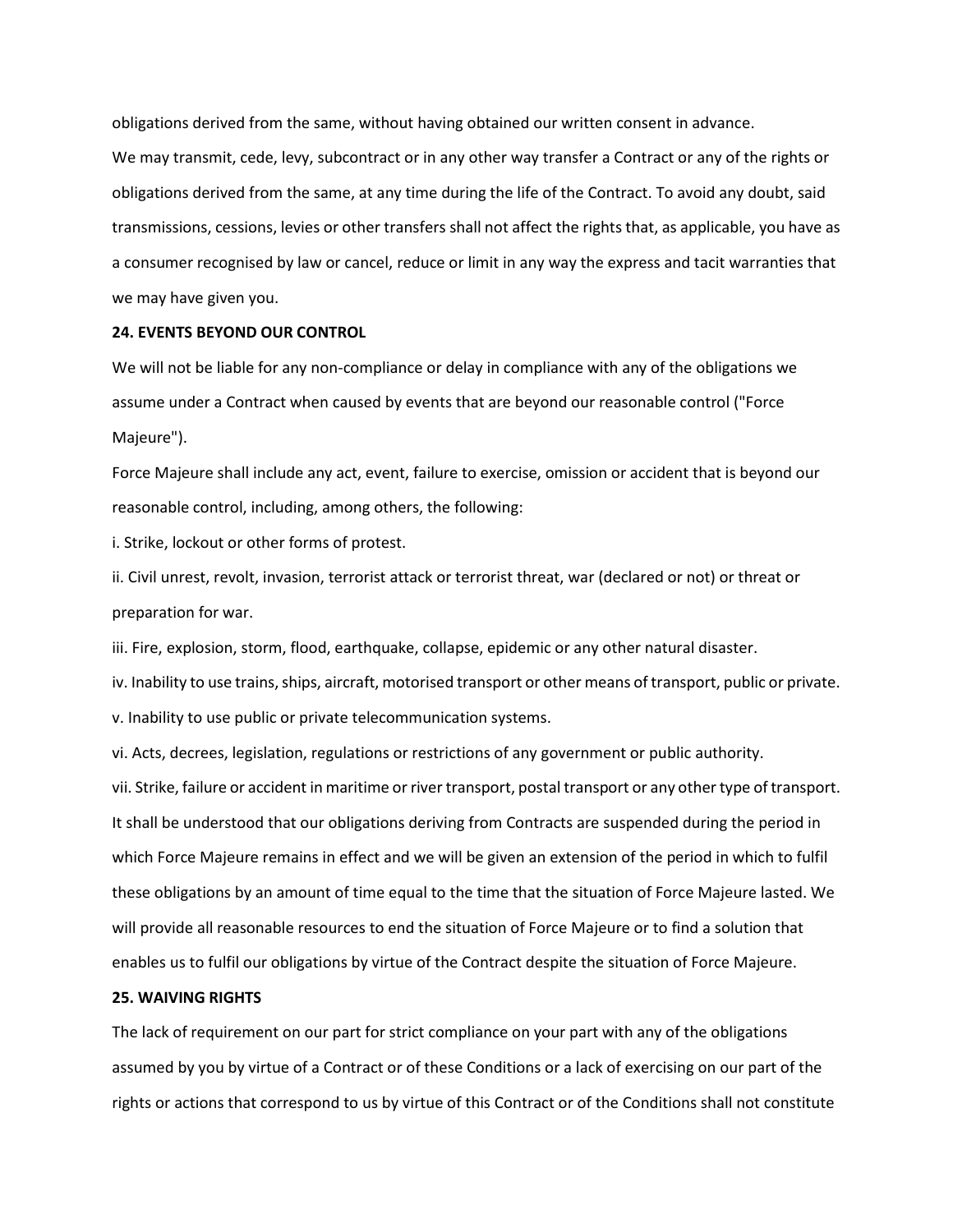obligations derived from the same, without having obtained our written consent in advance.

We may transmit, cede, levy, subcontract or in any other way transfer a Contract or any of the rights or obligations derived from the same, at any time during the life of the Contract. To avoid any doubt, said transmissions, cessions, levies or other transfers shall not affect the rights that, as applicable, you have as a consumer recognised by law or cancel, reduce or limit in any way the express and tacit warranties that we may have given you.

**24. EVENTS BEYOND OUR CONTROL**

We will not be liable for any non-compliance or delay in compliance with any of the obligations we assume under a Contract when caused by events that are beyond our reasonable control ("Force Majeure").

Force Majeure shall include any act, event, failure to exercise, omission or accident that is beyond our reasonable control, including, among others, the following:

i. Strike, lockout or other forms of protest.

ii. Civil unrest, revolt, invasion, terrorist attack or terrorist threat, war (declared or not) or threat or preparation for war.

iii. Fire, explosion, storm, flood, earthquake, collapse, epidemic or any other natural disaster.

iv. Inability to use trains, ships, aircraft, motorised transport or other means of transport, public or private.

v. Inability to use public or private telecommunication systems.

vi. Acts, decrees, legislation, regulations or restrictions of any government or public authority.

vii. Strike, failure or accident in maritime or river transport, postal transport or any other type of transport.

It shall be understood that our obligations deriving from Contracts are suspended during the period in which Force Majeure remains in effect and we will be given an extension of the period in which to fulfil these obligations by an amount of time equal to the time that the situation of Force Majeure lasted. We will provide all reasonable resources to end the situation of Force Majeure or to find a solution that enables us to fulfil our obligations by virtue of the Contract despite the situation of Force Majeure.

**25. WAIVING RIGHTS**

The lack of requirement on our part for strict compliance on your part with any of the obligations assumed by you by virtue of a Contract or of these Conditions or a lack of exercising on our part of the rights or actions that correspond to us by virtue of this Contract or of the Conditions shall not constitute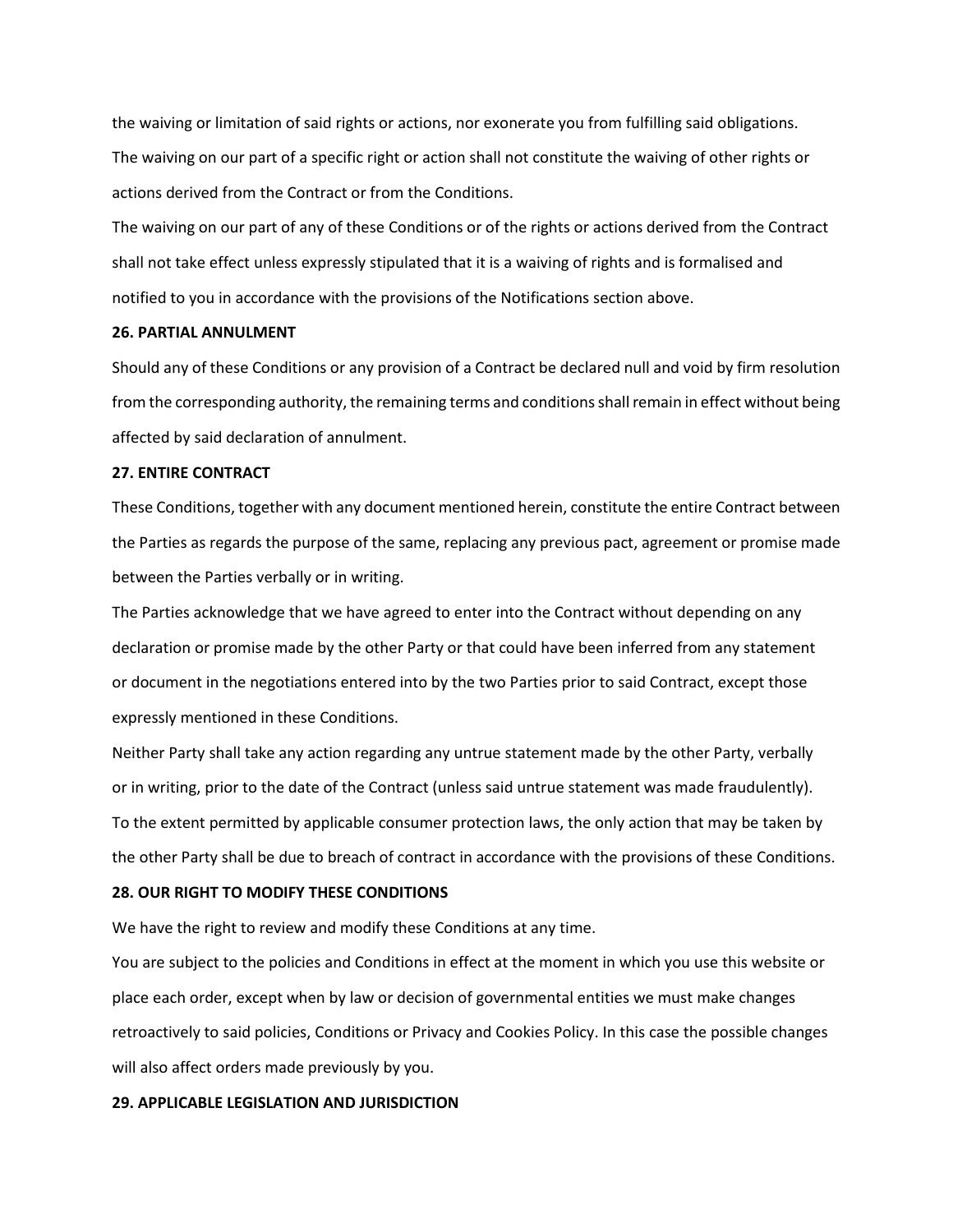the waiving or limitation of said rights or actions, nor exonerate you from fulfilling said obligations.

The waiving on our part of a specific right or action shall not constitute the waiving of other rights or actions derived from the Contract or from the Conditions.

The waiving on our part of any of these Conditions or of the rights or actions derived from the Contract shall not take effect unless expressly stipulated that it is a waiving of rights and is formalised and notified to you in accordance with the provisions of the Notifications section above.

**26. PARTIAL ANNULMENT**

Should any of these Conditions or any provision of a Contract be declared null and void by firm resolution from the corresponding authority, the remaining terms and conditions shall remain in effect without being affected by said declaration of annulment.

**27. ENTIRE CONTRACT**

These Conditions, together with any document mentioned herein, constitute the entire Contract between the Parties as regards the purpose of the same, replacing any previous pact, agreement or promise made between the Parties verbally or in writing.

The Parties acknowledge that we have agreed to enter into the Contract without depending on any declaration or promise made by the other Party or that could have been inferred from any statement or document in the negotiations entered into by the two Parties prior to said Contract, except those expressly mentioned in these Conditions.

Neither Party shall take any action regarding any untrue statement made by the other Party, verbally or in writing, prior to the date of the Contract (unless said untrue statement was made fraudulently).

To the extent permitted by applicable consumer protection laws, the only action that may be taken by the other Party shall be due to breach of contract in accordance with the provisions of these Conditions.

**28. OUR RIGHT TO MODIFY THESE CONDITIONS**

We have the right to review and modify these Conditions at any time.

You are subject to the policies and Conditions in effect at the moment in which you use this website or place each order, except when by law or decision of governmental entities we must make changes retroactively to said policies, Conditions or Privacy and Cookies Policy. In this case the possible changes will also affect orders made previously by you.

**29. APPLICABLE LEGISLATION AND JURISDICTION**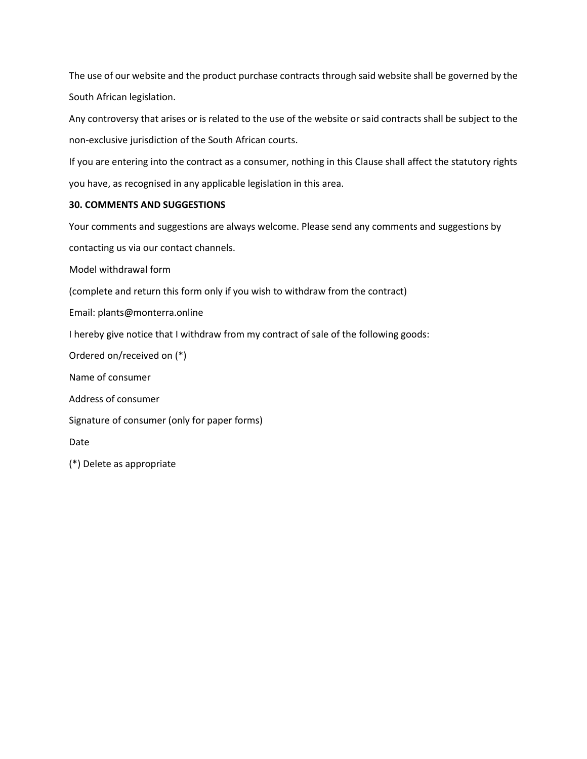The use of our website and the product purchase contracts through said website shall be governed by the South African legislation.

Any controversy that arises or is related to the use of the website or said contracts shall be subject to the non-exclusive jurisdiction of the South African courts.

If you are entering into the contract as a consumer, nothing in this Clause shall affect the statutory rights you have, as recognised in any applicable legislation in this area.

**30. COMMENTS AND SUGGESTIONS**

Your comments and suggestions are always welcome. Please send any comments and suggestions by contacting us via our contact channels.

Model withdrawal form

(complete and return this form only if you wish to withdraw from the contract)

Email: plants@monterra.online

I hereby give notice that I withdraw from my contract of sale of the following goods:

Ordered on/received on (*)

Name of consumer

Address of consumer

Signature of consumer (only for paper forms)

Date

(*) Delete as appropriate